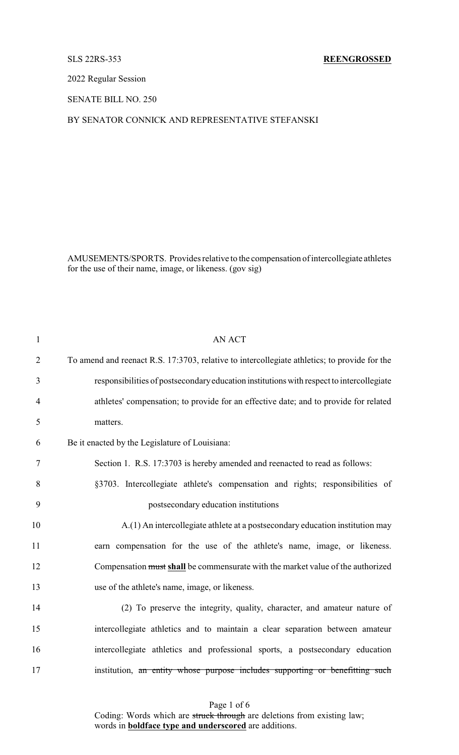SLS 22RS-353 **REENGROSSED**

2022 Regular Session

SENATE BILL NO. 250

BY SENATOR CONNICK AND REPRESENTATIVE STEFANSKI

AMUSEMENTS/SPORTS. Provides relative to the compensation of intercollegiate athletes for the use of their name, image, or likeness. (gov sig)

1 AN ACT

2 To amend and reenact R.S. 17:3703, relative to intercollegiate athletics; to provide for the

3 responsibilities of postsecondary education institutions with respect to intercollegiate

4 athletes' compensation; to provide for an effective date; and to provide for related

5 matters.

6 Be it enacted by the Legislature of Louisiana:

7 Section 1. R.S. 17:3703 is hereby amended and reenacted to read as follows:

8 §3703. Intercollegiate athlete's compensation and rights; responsibilities of

9 postsecondary education institutions

10 A.(1) An intercollegiate athlete at a postsecondary education institution may

11 earn compensation for the use of the athlete's name, image, or likeness.

12 Compensation ~~must~~ **shall** be commensurate with the market value of the authorized

13 use of the athlete's name, image, or likeness.

14 (2) To preserve the integrity, quality, character, and amateur nature of

15 intercollegiate athletics and to maintain a clear separation between amateur

16 intercollegiate athletics and professional sports, a postsecondary education

17 institution, ~~an entity whose purpose includes supporting or benefitting such~~

Coding: Words which are ~~struck through~~ are deletions from existing law; words in **boldface type and underscored** are additions.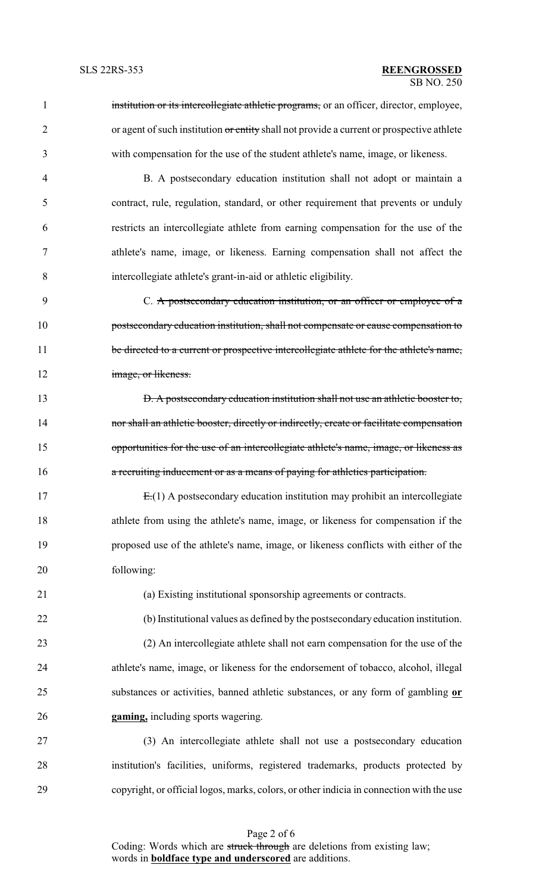~~institution or its intercollegiate athletic programs,~~ or an officer, director, employee, or agent of such institution ~~or entity~~ shall not provide a current or prospective athlete with compensation for the use of the student athlete's name, image, or likeness.

B. A postsecondary education institution shall not adopt or maintain a contract, rule, regulation, standard, or other requirement that prevents or unduly restricts an intercollegiate athlete from earning compensation for the use of the athlete's name, image, or likeness. Earning compensation shall not affect the intercollegiate athlete's grant-in-aid or athletic eligibility.

C. ~~A postsecondary education institution, or an officer or employee of a postsecondary education institution, shall not compensate or cause compensation to be directed to a current or prospective intercollegiate athlete for the athlete's name, image, or likeness.~~

~~D. A postsecondary education institution shall not use an athletic booster to, nor shall an athletic booster, directly or indirectly, create or facilitate compensation opportunities for the use of an intercollegiate athlete's name, image, or likeness as a recruiting inducement or as a means of paying for athletics participation.~~

~~E.~~(1) A postsecondary education institution may prohibit an intercollegiate athlete from using the athlete's name, image, or likeness for compensation if the proposed use of the athlete's name, image, or likeness conflicts with either of the following:

(a) Existing institutional sponsorship agreements or contracts.

(b) Institutional values as defined by the postsecondary education institution.

(2) An intercollegiate athlete shall not earn compensation for the use of the athlete's name, image, or likeness for the endorsement of tobacco, alcohol, illegal substances or activities, banned athletic substances, or any form of gambling **<u>or gaming,</u>** including sports wagering.

(3) An intercollegiate athlete shall not use a postsecondary education institution's facilities, uniforms, registered trademarks, products protected by copyright, or official logos, marks, colors, or other indicia in connection with the use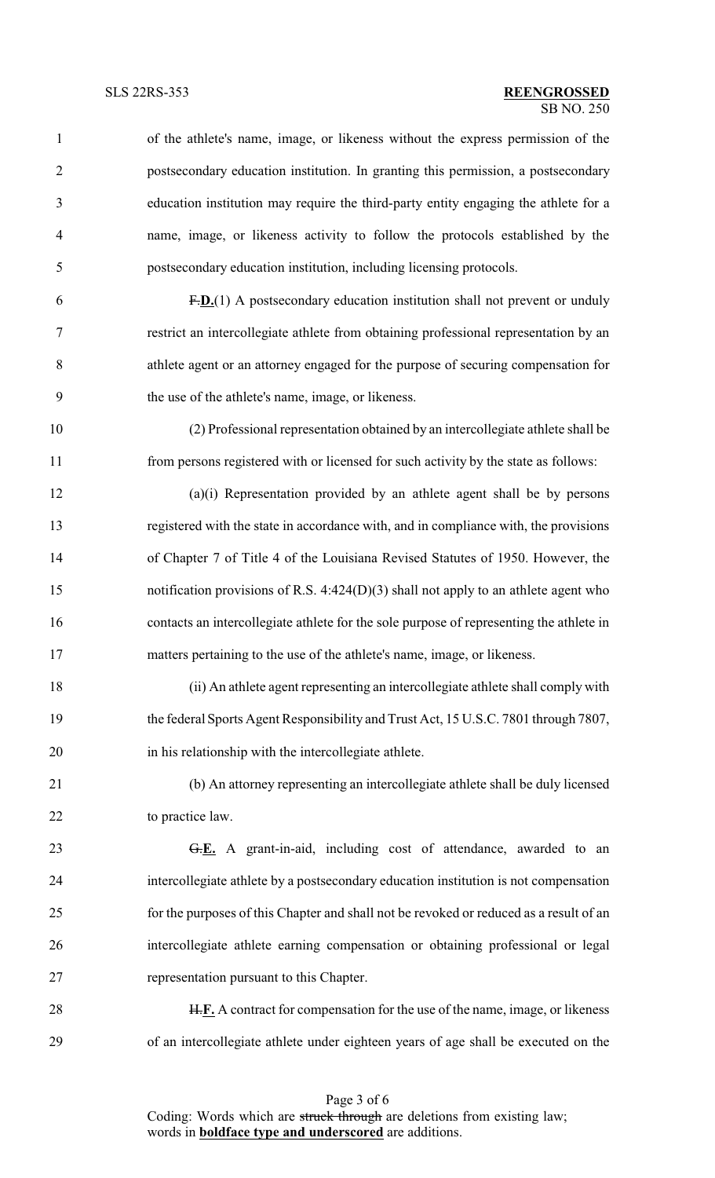of the athlete's name, image, or likeness without the express permission of the postsecondary education institution. In granting this permission, a postsecondary education institution may require the third-party entity engaging the athlete for a name, image, or likeness activity to follow the protocols established by the postsecondary education institution, including licensing protocols.

~~F.~~**D.**(1) A postsecondary education institution shall not prevent or unduly restrict an intercollegiate athlete from obtaining professional representation by an athlete agent or an attorney engaged for the purpose of securing compensation for the use of the athlete's name, image, or likeness.

(2) Professional representation obtained by an intercollegiate athlete shall be from persons registered with or licensed for such activity by the state as follows:

(a)(i) Representation provided by an athlete agent shall be by persons registered with the state in accordance with, and in compliance with, the provisions of Chapter 7 of Title 4 of the Louisiana Revised Statutes of 1950. However, the notification provisions of R.S. 4:424(D)(3) shall not apply to an athlete agent who contacts an intercollegiate athlete for the sole purpose of representing the athlete in matters pertaining to the use of the athlete's name, image, or likeness.

(ii) An athlete agent representing an intercollegiate athlete shall comply with the federal Sports Agent Responsibility and Trust Act, 15 U.S.C. 7801 through 7807, in his relationship with the intercollegiate athlete.

(b) An attorney representing an intercollegiate athlete shall be duly licensed to practice law.

~~G.~~**E.** A grant-in-aid, including cost of attendance, awarded to an intercollegiate athlete by a postsecondary education institution is not compensation for the purposes of this Chapter and shall not be revoked or reduced as a result of an intercollegiate athlete earning compensation or obtaining professional or legal representation pursuant to this Chapter.

~~H.~~**F.** A contract for compensation for the use of the name, image, or likeness of an intercollegiate athlete under eighteen years of age shall be executed on the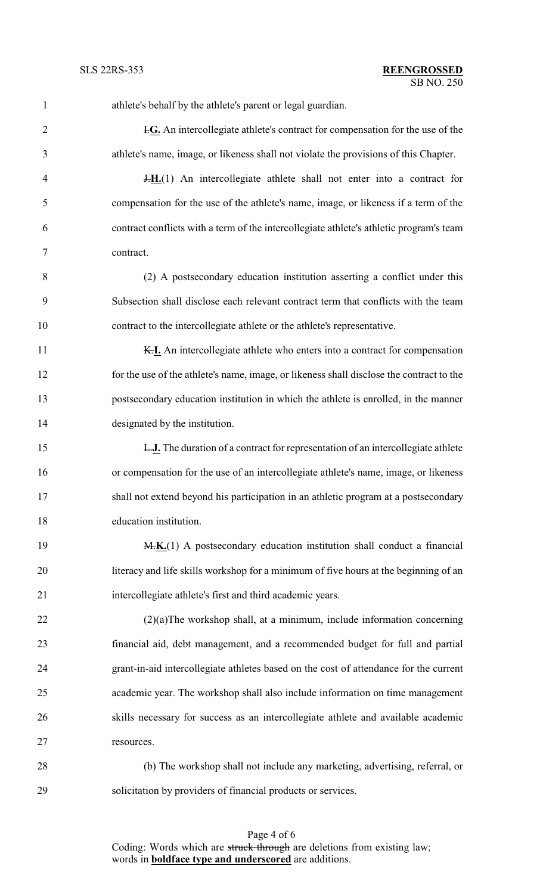athlete's behalf by the athlete's parent or legal guardian.

~~I.~~**G.** An intercollegiate athlete's contract for compensation for the use of the athlete's name, image, or likeness shall not violate the provisions of this Chapter.

~~J.~~**H.**(1) An intercollegiate athlete shall not enter into a contract for compensation for the use of the athlete's name, image, or likeness if a term of the contract conflicts with a term of the intercollegiate athlete's athletic program's team contract.

(2) A postsecondary education institution asserting a conflict under this Subsection shall disclose each relevant contract term that conflicts with the team contract to the intercollegiate athlete or the athlete's representative.

~~K.~~**I.** An intercollegiate athlete who enters into a contract for compensation for the use of the athlete's name, image, or likeness shall disclose the contract to the postsecondary education institution in which the athlete is enrolled, in the manner designated by the institution.

~~L.~~**J.** The duration of a contract for representation of an intercollegiate athlete or compensation for the use of an intercollegiate athlete's name, image, or likeness shall not extend beyond his participation in an athletic program at a postsecondary education institution.

~~M.~~**K.**(1) A postsecondary education institution shall conduct a financial literacy and life skills workshop for a minimum of five hours at the beginning of an intercollegiate athlete's first and third academic years.

(2)(a)The workshop shall, at a minimum, include information concerning financial aid, debt management, and a recommended budget for full and partial grant-in-aid intercollegiate athletes based on the cost of attendance for the current academic year. The workshop shall also include information on time management skills necessary for success as an intercollegiate athlete and available academic resources.

(b) The workshop shall not include any marketing, advertising, referral, or solicitation by providers of financial products or services.

Coding: Words which are ~~struck through~~ are deletions from existing law; words in **boldface type and underscored** are additions.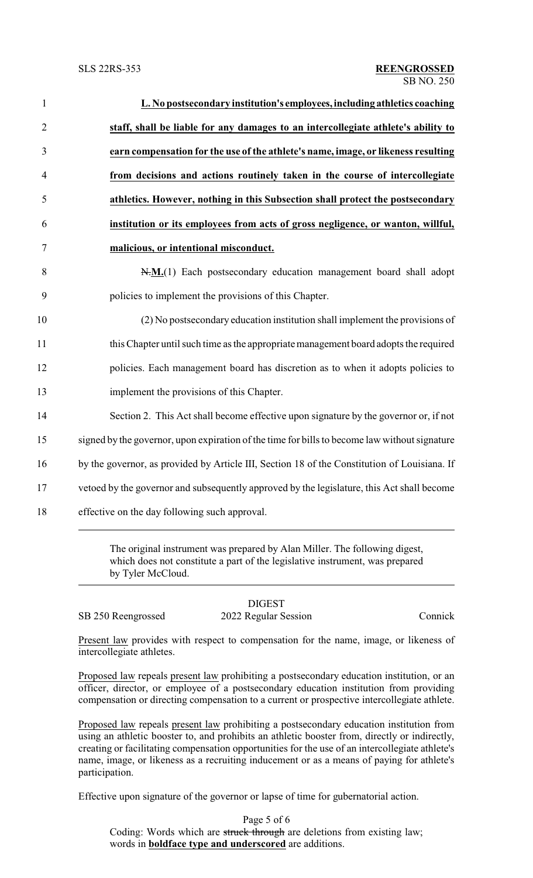**L. No postsecondary institution's employees, including athletics coaching staff, shall be liable for any damages to an intercollegiate athlete's ability to earn compensation for the use of the athlete's name, image, or likeness resulting from decisions and actions routinely taken in the course of intercollegiate athletics. However, nothing in this Subsection shall protect the postsecondary institution or its employees from acts of gross negligence, or wanton, willful, malicious, or intentional misconduct.**

~~N.~~**M.**(1) Each postsecondary education management board shall adopt policies to implement the provisions of this Chapter.

(2) No postsecondary education institution shall implement the provisions of this Chapter until such time as the appropriate management board adopts the required policies. Each management board has discretion as to when it adopts policies to implement the provisions of this Chapter.

Section 2. This Act shall become effective upon signature by the governor or, if not signed by the governor, upon expiration of the time for bills to become law without signature by the governor, as provided by Article III, Section 18 of the Constitution of Louisiana. If vetoed by the governor and subsequently approved by the legislature, this Act shall become effective on the day following such approval.

---

The original instrument was prepared by Alan Miller. The following digest, which does not constitute a part of the legislative instrument, was prepared by Tyler McCloud.

---

DIGEST

SB 250 Reengrossed — 2022 Regular Session — Connick

Present law provides with respect to compensation for the name, image, or likeness of intercollegiate athletes.

Proposed law repeals present law prohibiting a postsecondary education institution, or an officer, director, or employee of a postsecondary education institution from providing compensation or directing compensation to a current or prospective intercollegiate athlete.

Proposed law repeals present law prohibiting a postsecondary education institution from using an athletic booster to, and prohibits an athletic booster from, directly or indirectly, creating or facilitating compensation opportunities for the use of an intercollegiate athlete's name, image, or likeness as a recruiting inducement or as a means of paying for athlete's participation.

Effective upon signature of the governor or lapse of time for gubernatorial action.

Coding: Words which are ~~struck through~~ are deletions from existing law; words in **boldface type and underscored** are additions.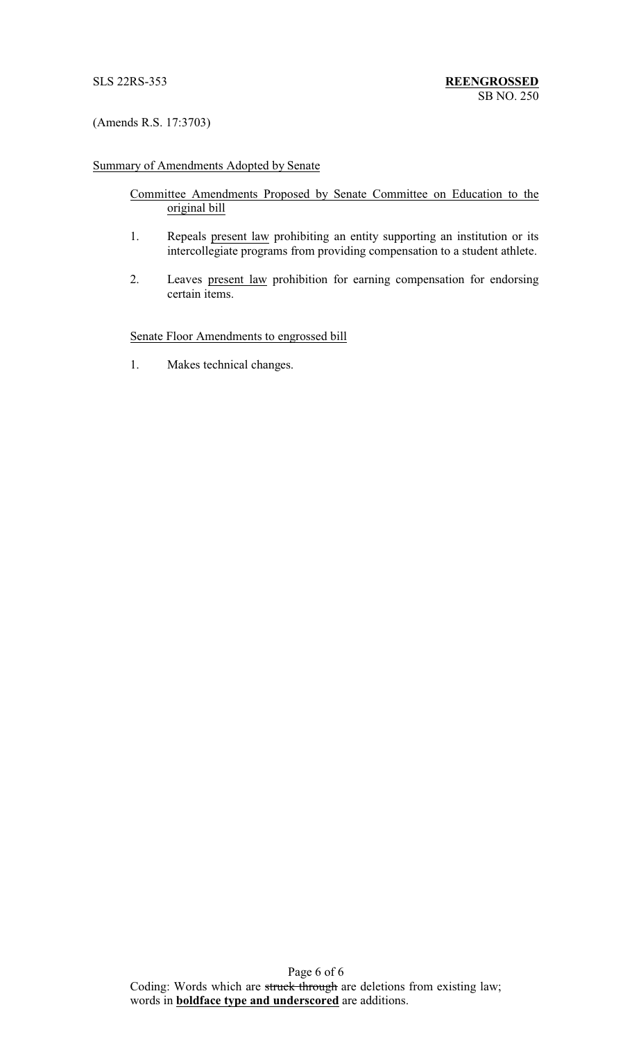SLS 22RS-353

**REENGROSSED**
SB NO. 250

(Amends R.S. 17:3703)

Summary of Amendments Adopted by Senate

Committee Amendments Proposed by Senate Committee on Education to the original bill

1. Repeals present law prohibiting an entity supporting an institution or its intercollegiate programs from providing compensation to a student athlete.

2. Leaves present law prohibition for earning compensation for endorsing certain items.

Senate Floor Amendments to engrossed bill

1. Makes technical changes.

Coding: Words which are ~~struck through~~ are deletions from existing law; words in **boldface type and underscored** are additions.